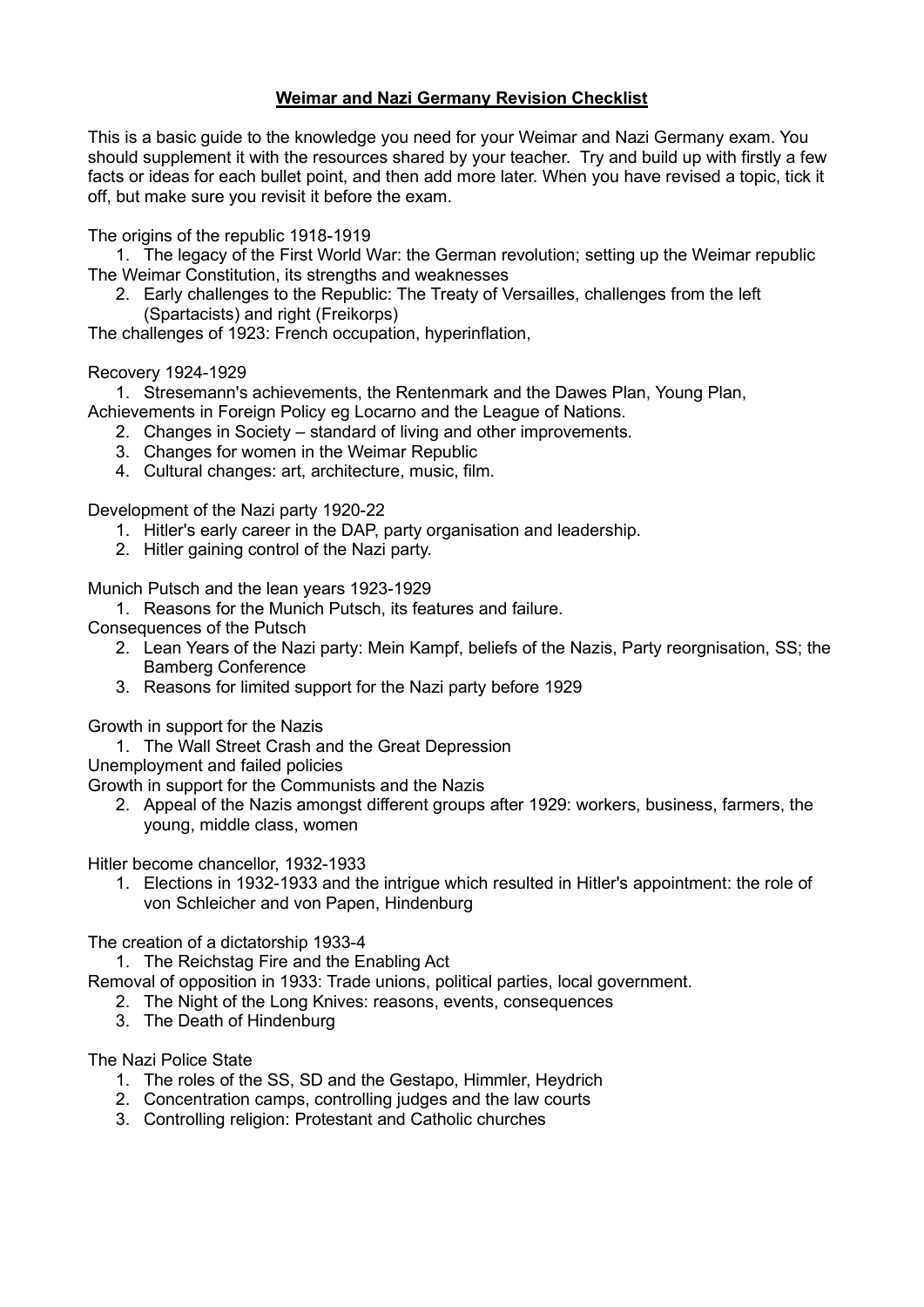# Weimar and Nazi Germany Revision Checklist

This is a basic guide to the knowledge you need for your Weimar and Nazi Germany exam. You should supplement it with the resources shared by your teacher. Try and build up with firstly a few facts or ideas for each bullet point, and then add more later. When you have revised a topic, tick it off, but make sure you revisit it before the exam.

The origins of the republic 1918-1919

1. The legacy of the First World War: the German revolution; setting up the Weimar republic

The Weimar Constitution, its strengths and weaknesses

2. Early challenges to the Republic: The Treaty of Versailles, challenges from the left (Spartacists) and right (Freikorps)

The challenges of 1923: French occupation, hyperinflation,

Recovery 1924-1929

1. Stresemann's achievements, the Rentenmark and the Dawes Plan, Young Plan,

Achievements in Foreign Policy eg Locarno and the League of Nations.

2. Changes in Society – standard of living and other improvements.
3. Changes for women in the Weimar Republic
4. Cultural changes: art, architecture, music, film.

Development of the Nazi party 1920-22

1. Hitler's early career in the DAP, party organisation and leadership.
2. Hitler gaining control of the Nazi party.

Munich Putsch and the lean years 1923-1929

1. Reasons for the Munich Putsch, its features and failure.

Consequences of the Putsch

2. Lean Years of the Nazi party: Mein Kampf, beliefs of the Nazis, Party reorgnisation, SS; the Bamberg Conference
3. Reasons for limited support for the Nazi party before 1929

Growth in support for the Nazis

1. The Wall Street Crash and the Great Depression

Unemployment and failed policies

Growth in support for the Communists and the Nazis

2. Appeal of the Nazis amongst different groups after 1929: workers, business, farmers, the young, middle class, women

Hitler become chancellor, 1932-1933

1. Elections in 1932-1933 and the intrigue which resulted in Hitler's appointment: the role of von Schleicher and von Papen, Hindenburg

The creation of a dictatorship 1933-4

1. The Reichstag Fire and the Enabling Act

Removal of opposition in 1933: Trade unions, political parties, local government.

2. The Night of the Long Knives: reasons, events, consequences
3. The Death of Hindenburg

The Nazi Police State

1. The roles of the SS, SD and the Gestapo, Himmler, Heydrich
2. Concentration camps, controlling judges and the law courts
3. Controlling religion: Protestant and Catholic churches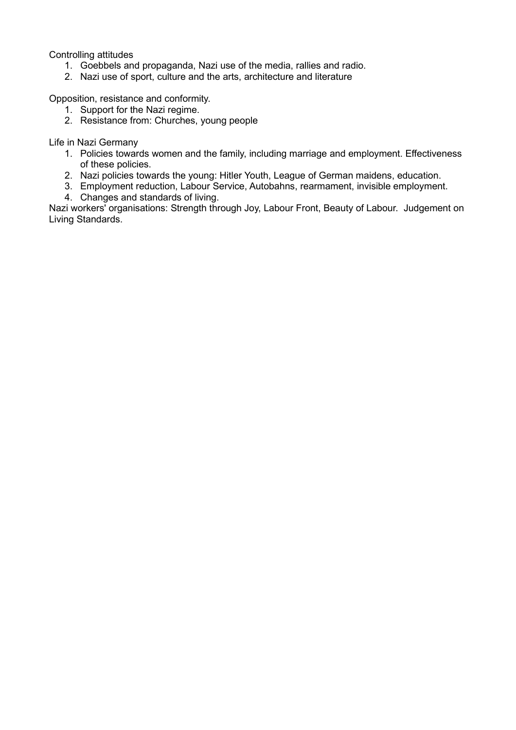Controlling attitudes

1. Goebbels and propaganda, Nazi use of the media, rallies and radio.
2. Nazi use of sport, culture and the arts, architecture and literature

Opposition, resistance and conformity.

1. Support for the Nazi regime.
2. Resistance from: Churches, young people

Life in Nazi Germany

1. Policies towards women and the family, including marriage and employment. Effectiveness of these policies.
2. Nazi policies towards the young: Hitler Youth, League of German maidens, education.
3. Employment reduction, Labour Service, Autobahns, rearmament, invisible employment.
4. Changes and standards of living.

Nazi workers' organisations: Strength through Joy, Labour Front, Beauty of Labour. Judgement on Living Standards.